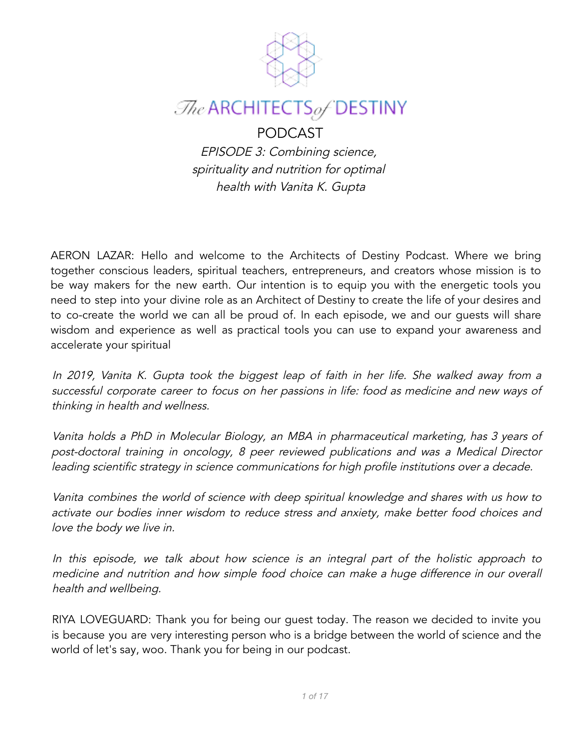# The ARCHITECTS of DESTINY

## PODCAST

### *EPISODE 3: Combining science, spirituality and nutrition for optimal health with Vanita K. Gupta*

AERON LAZAR: Hello and welcome to the Architects of Destiny Podcast. Where we bring together conscious leaders, spiritual teachers, entrepreneurs, and creators whose mission is to be way makers for the new earth. Our intention is to equip you with the energetic tools you need to step into your divine role as an Architect of Destiny to create the life of your desires and to co-create the world we can all be proud of. In each episode, we and our guests will share wisdom and experience as well as practical tools you can use to expand your awareness and accelerate your spiritual

*In 2019, Vanita K. Gupta took the biggest leap of faith in her life. She walked away from a successful corporate career to focus on her passions in life: food as medicine and new ways of thinking in health and wellness.*

*Vanita holds a PhD in Molecular Biology, an MBA in pharmaceutical marketing, has 3 years of post-doctoral training in oncology, 8 peer reviewed publications and was a Medical Director leading scientific strategy in science communications for high profile institutions over a decade.*

*Vanita combines the world of science with deep spiritual knowledge and shares with us how to activate our bodies inner wisdom to reduce stress and anxiety, make better food choices and love the body we live in.*

*In this episode, we talk about how science is an integral part of the holistic approach to medicine and nutrition and how simple food choice can make a huge difference in our overall health and wellbeing.*

RIYA LOVEGUARD: Thank you for being our guest today. The reason we decided to invite you is because you are very interesting person who is a bridge between the world of science and the world of let's say, woo. Thank you for being in our podcast.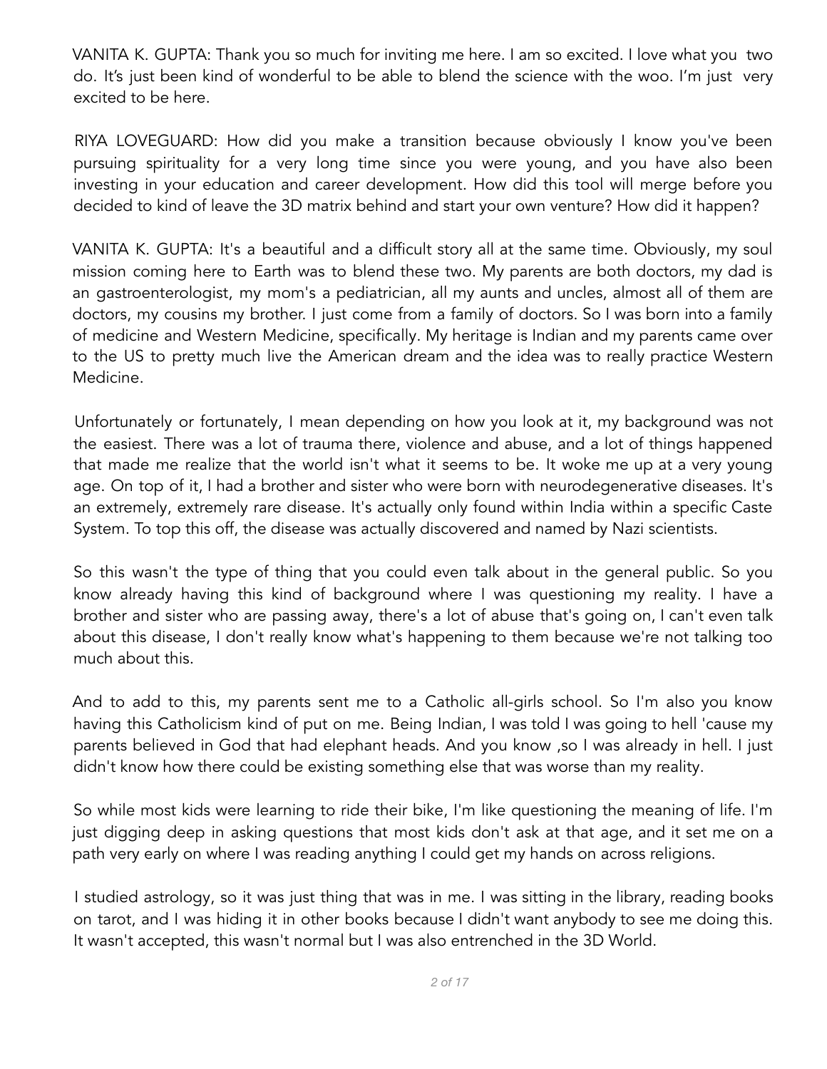VANITA K. GUPTA: Thank you so much for inviting me here. I am so excited. I love what you two do. It's just been kind of wonderful to be able to blend the science with the woo. I'm just very excited to be here.

RIYA LOVEGUARD: How did you make a transition because obviously I know you've been pursuing spirituality for a very long time since you were young, and you have also been investing in your education and career development. How did this tool will merge before you decided to kind of leave the 3D matrix behind and start your own venture? How did it happen?

VANITA K. GUPTA: It's a beautiful and a difficult story all at the same time. Obviously, my soul mission coming here to Earth was to blend these two. My parents are both doctors, my dad is an gastroenterologist, my mom's a pediatrician, all my aunts and uncles, almost all of them are doctors, my cousins my brother. I just come from a family of doctors. So I was born into a family of medicine and Western Medicine, specifically. My heritage is Indian and my parents came over to the US to pretty much live the American dream and the idea was to really practice Western Medicine.

Unfortunately or fortunately, I mean depending on how you look at it, my background was not the easiest. There was a lot of trauma there, violence and abuse, and a lot of things happened that made me realize that the world isn't what it seems to be. It woke me up at a very young age. On top of it, I had a brother and sister who were born with neurodegenerative diseases. It's an extremely, extremely rare disease. It's actually only found within India within a specific Caste System. To top this off, the disease was actually discovered and named by Nazi scientists.

So this wasn't the type of thing that you could even talk about in the general public. So you know already having this kind of background where I was questioning my reality. I have a brother and sister who are passing away, there's a lot of abuse that's going on, I can't even talk about this disease, I don't really know what's happening to them because we're not talking too much about this.

And to add to this, my parents sent me to a Catholic all-girls school. So I'm also you know having this Catholicism kind of put on me. Being Indian, I was told I was going to hell 'cause my parents believed in God that had elephant heads. And you know ,so I was already in hell. I just didn't know how there could be existing something else that was worse than my reality.

So while most kids were learning to ride their bike, I'm like questioning the meaning of life. I'm just digging deep in asking questions that most kids don't ask at that age, and it set me on a path very early on where I was reading anything I could get my hands on across religions.

I studied astrology, so it was just thing that was in me. I was sitting in the library, reading books on tarot, and I was hiding it in other books because I didn't want anybody to see me doing this. It wasn't accepted, this wasn't normal but I was also entrenched in the 3D World.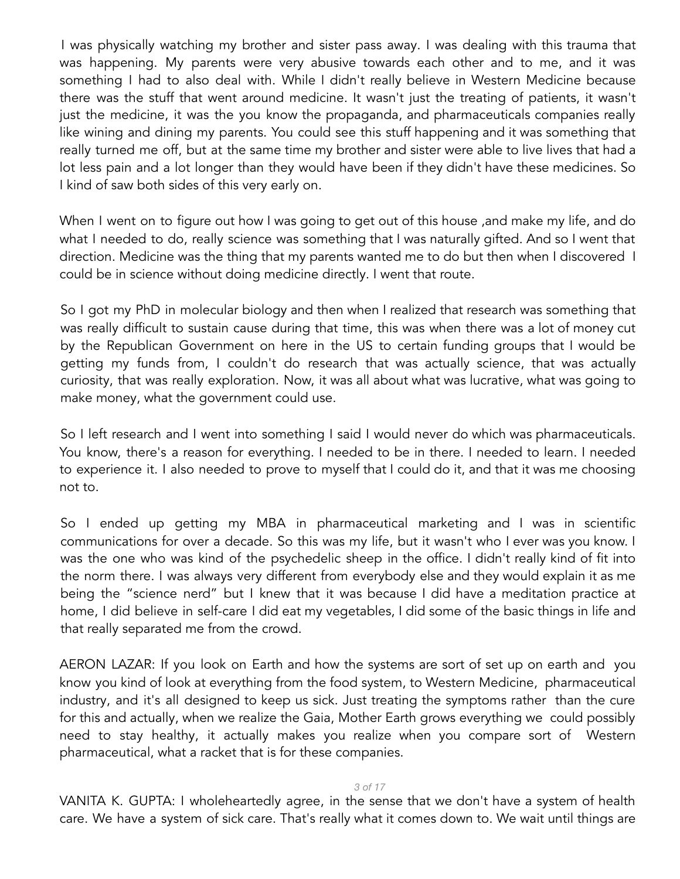I was physically watching my brother and sister pass away. I was dealing with this trauma that was happening. My parents were very abusive towards each other and to me, and it was something I had to also deal with. While I didn't really believe in Western Medicine because there was the stuff that went around medicine. It wasn't just the treating of patients, it wasn't just the medicine, it was the you know the propaganda, and pharmaceuticals companies really like wining and dining my parents. You could see this stuff happening and it was something that really turned me off, but at the same time my brother and sister were able to live lives that had a lot less pain and a lot longer than they would have been if they didn't have these medicines. So I kind of saw both sides of this very early on.

When I went on to figure out how I was going to get out of this house ,and make my life, and do what I needed to do, really science was something that I was naturally gifted. And so I went that direction. Medicine was the thing that my parents wanted me to do but then when I discovered I could be in science without doing medicine directly. I went that route.

So I got my PhD in molecular biology and then when I realized that research was something that was really difficult to sustain cause during that time, this was when there was a lot of money cut by the Republican Government on here in the US to certain funding groups that I would be getting my funds from, I couldn't do research that was actually science, that was actually curiosity, that was really exploration. Now, it was all about what was lucrative, what was going to make money, what the government could use.

So I left research and I went into something I said I would never do which was pharmaceuticals. You know, there's a reason for everything. I needed to be in there. I needed to learn. I needed to experience it. I also needed to prove to myself that I could do it, and that it was me choosing not to.

So I ended up getting my MBA in pharmaceutical marketing and I was in scientific communications for over a decade. So this was my life, but it wasn't who I ever was you know. I was the one who was kind of the psychedelic sheep in the office. I didn't really kind of fit into the norm there. I was always very different from everybody else and they would explain it as me being the "science nerd" but I knew that it was because I did have a meditation practice at home, I did believe in self-care I did eat my vegetables, I did some of the basic things in life and that really separated me from the crowd.

AERON LAZAR: If you look on Earth and how the systems are sort of set up on earth and you know you kind of look at everything from the food system, to Western Medicine, pharmaceutical industry, and it's all designed to keep us sick. Just treating the symptoms rather than the cure for this and actually, when we realize the Gaia, Mother Earth grows everything we could possibly need to stay healthy, it actually makes you realize when you compare sort of Western pharmaceutical, what a racket that is for these companies.

VANITA K. GUPTA: I wholeheartedly agree, in the sense that we don't have a system of health care. We have a system of sick care. That's really what it comes down to. We wait until things are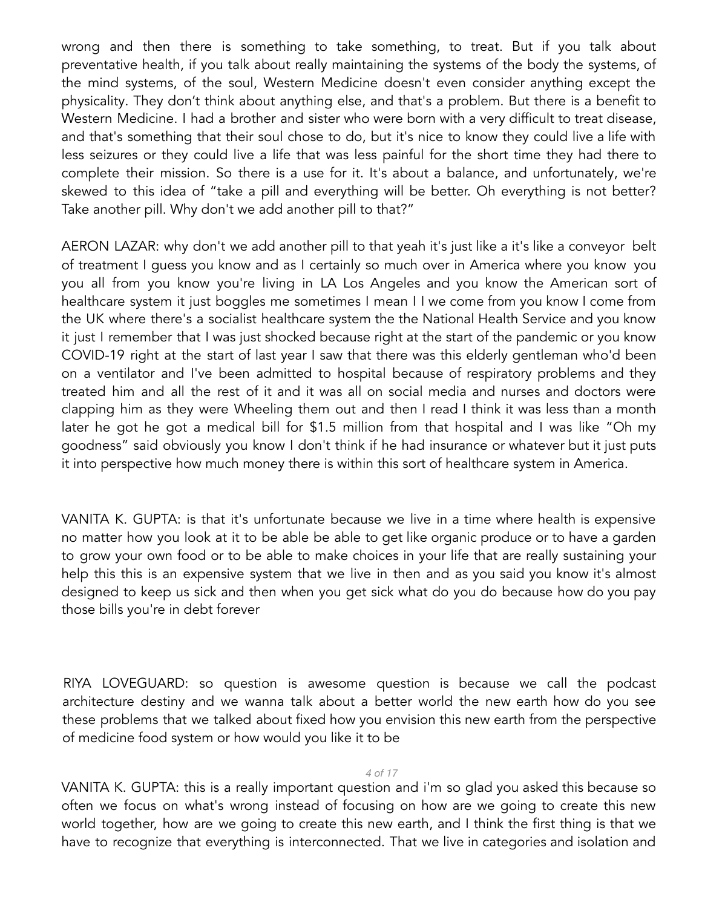wrong and then there is something to take something, to treat. But if you talk about preventative health, if you talk about really maintaining the systems of the body the systems, of the mind systems, of the soul, Western Medicine doesn't even consider anything except the physicality. They don't think about anything else, and that's a problem. But there is a benefit to Western Medicine. I had a brother and sister who were born with a very difficult to treat disease, and that's something that their soul chose to do, but it's nice to know they could live a life with less seizures or they could live a life that was less painful for the short time they had there to complete their mission. So there is a use for it. It's about a balance, and unfortunately, we're skewed to this idea of "take a pill and everything will be better. Oh everything is not better? Take another pill. Why don't we add another pill to that?"

AERON LAZAR: why don't we add another pill to that yeah it's just like a it's like a conveyor belt of treatment I guess you know and as I certainly so much over in America where you know you you all from you know you're living in LA Los Angeles and you know the American sort of healthcare system it just boggles me sometimes I mean I I we come from you know I come from the UK where there's a socialist healthcare system the the National Health Service and you know it just I remember that I was just shocked because right at the start of the pandemic or you know COVID-19 right at the start of last year I saw that there was this elderly gentleman who'd been on a ventilator and I've been admitted to hospital because of respiratory problems and they treated him and all the rest of it and it was all on social media and nurses and doctors were clapping him as they were Wheeling them out and then I read I think it was less than a month later he got he got a medical bill for $1.5 million from that hospital and I was like "Oh my goodness" said obviously you know I don't think if he had insurance or whatever but it just puts it into perspective how much money there is within this sort of healthcare system in America.

VANITA K. GUPTA: is that it's unfortunate because we live in a time where health is expensive no matter how you look at it to be able be able to get like organic produce or to have a garden to grow your own food or to be able to make choices in your life that are really sustaining your help this this is an expensive system that we live in then and as you said you know it's almost designed to keep us sick and then when you get sick what do you do because how do you pay those bills you're in debt forever

RIYA LOVEGUARD: so question is awesome question is because we call the podcast architecture destiny and we wanna talk about a better world the new earth how do you see these problems that we talked about fixed how you envision this new earth from the perspective of medicine food system or how would you like it to be

VANITA K. GUPTA: this is a really important question and i'm so glad you asked this because so often we focus on what's wrong instead of focusing on how are we going to create this new world together, how are we going to create this new earth, and I think the first thing is that we have to recognize that everything is interconnected. That we live in categories and isolation and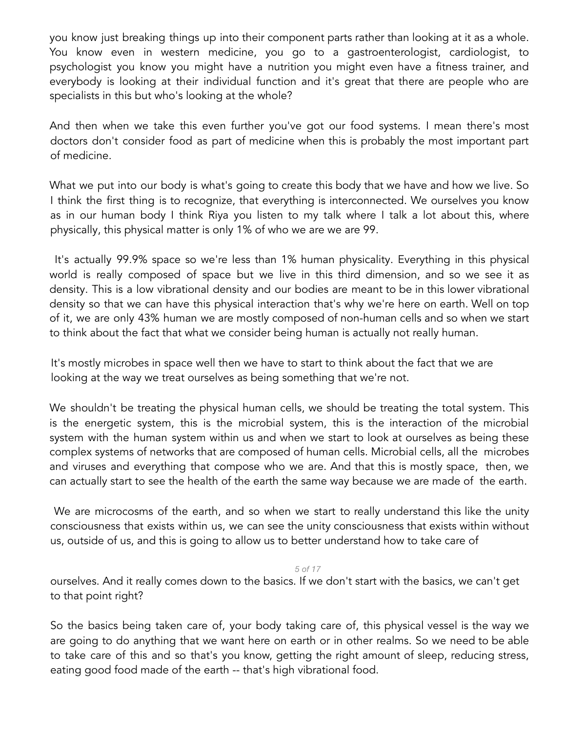you know just breaking things up into their component parts rather than looking at it as a whole. You know even in western medicine, you go to a gastroenterologist, cardiologist, to psychologist you know you might have a nutrition you might even have a fitness trainer, and everybody is looking at their individual function and it's great that there are people who are specialists in this but who's looking at the whole?

And then when we take this even further you've got our food systems. I mean there's most doctors don't consider food as part of medicine when this is probably the most important part of medicine.

What we put into our body is what's going to create this body that we have and how we live. So I think the first thing is to recognize, that everything is interconnected. We ourselves you know as in our human body I think Riya you listen to my talk where I talk a lot about this, where physically, this physical matter is only 1% of who we are we are 99.

It's actually 99.9% space so we're less than 1% human physicality. Everything in this physical world is really composed of space but we live in this third dimension, and so we see it as density. This is a low vibrational density and our bodies are meant to be in this lower vibrational density so that we can have this physical interaction that's why we're here on earth. Well on top of it, we are only 43% human we are mostly composed of non-human cells and so when we start to think about the fact that what we consider being human is actually not really human.

It's mostly microbes in space well then we have to start to think about the fact that we are looking at the way we treat ourselves as being something that we're not.

We shouldn't be treating the physical human cells, we should be treating the total system. This is the energetic system, this is the microbial system, this is the interaction of the microbial system with the human system within us and when we start to look at ourselves as being these complex systems of networks that are composed of human cells. Microbial cells, all the microbes and viruses and everything that compose who we are. And that this is mostly space, then, we can actually start to see the health of the earth the same way because we are made of the earth.

We are microcosms of the earth, and so when we start to really understand this like the unity consciousness that exists within us, we can see the unity consciousness that exists within without us, outside of us, and this is going to allow us to better understand how to take care of ourselves. And it really comes down to the basics. If we don't start with the basics, we can't get to that point right?

So the basics being taken care of, your body taking care of, this physical vessel is the way we are going to do anything that we want here on earth or in other realms. So we need to be able to take care of this and so that's you know, getting the right amount of sleep, reducing stress, eating good food made of the earth -- that's high vibrational food.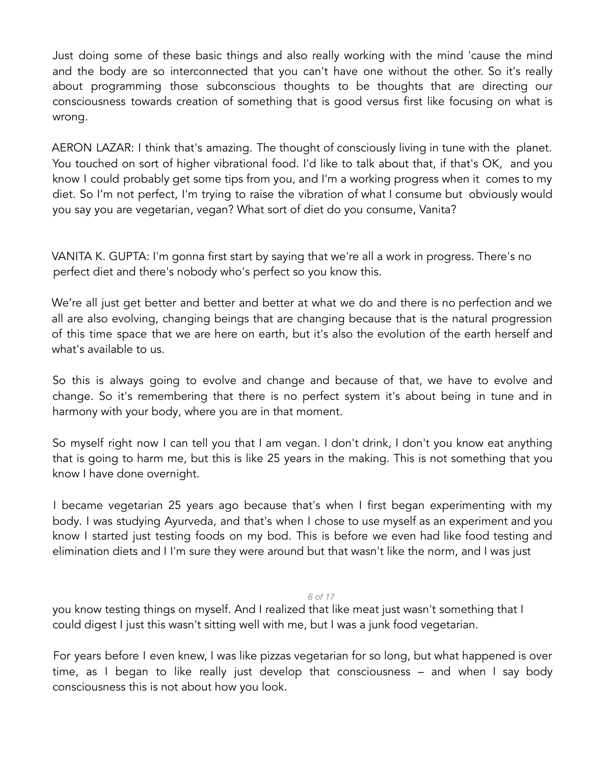Just doing some of these basic things and also really working with the mind 'cause the mind and the body are so interconnected that you can't have one without the other. So it's really about programming those subconscious thoughts to be thoughts that are directing our consciousness towards creation of something that is good versus first like focusing on what is wrong.

AERON LAZAR: I think that's amazing. The thought of consciously living in tune with the planet. You touched on sort of higher vibrational food. I'd like to talk about that, if that's OK, and you know I could probably get some tips from you, and I'm a working progress when it comes to my diet. So I'm not perfect, I'm trying to raise the vibration of what I consume but obviously would you say you are vegetarian, vegan? What sort of diet do you consume, Vanita?

VANITA K. GUPTA: I'm gonna first start by saying that we're all a work in progress. There's no perfect diet and there's nobody who's perfect so you know this.

We're all just get better and better and better at what we do and there is no perfection and we all are also evolving, changing beings that are changing because that is the natural progression of this time space that we are here on earth, but it's also the evolution of the earth herself and what's available to us.

So this is always going to evolve and change and because of that, we have to evolve and change. So it's remembering that there is no perfect system it's about being in tune and in harmony with your body, where you are in that moment.

So myself right now I can tell you that I am vegan. I don't drink, I don't you know eat anything that is going to harm me, but this is like 25 years in the making. This is not something that you know I have done overnight.

I became vegetarian 25 years ago because that's when I first began experimenting with my body. I was studying Ayurveda, and that's when I chose to use myself as an experiment and you know I started just testing foods on my bod. This is before we even had like food testing and elimination diets and I I'm sure they were around but that wasn't like the norm, and I was just you know testing things on myself. And I realized that like meat just wasn't something that I could digest I just this wasn't sitting well with me, but I was a junk food vegetarian.

For years before I even knew, I was like pizzas vegetarian for so long, but what happened is over time, as I began to like really just develop that consciousness – and when I say body consciousness this is not about how you look.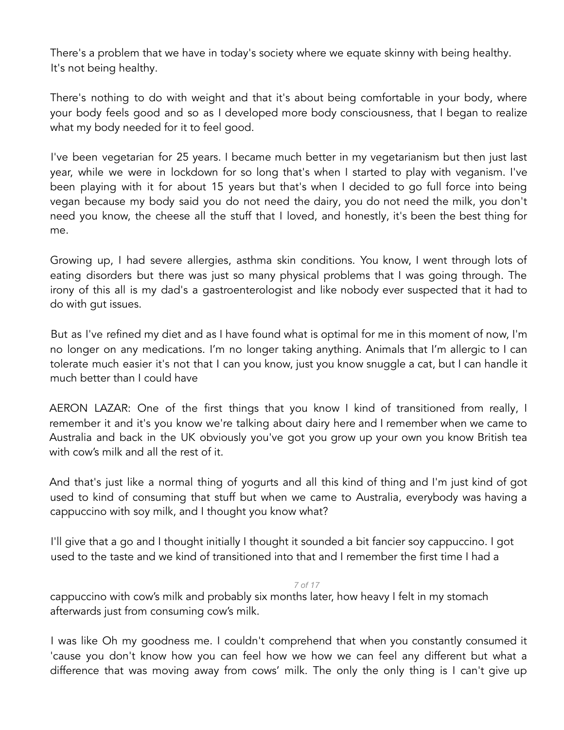There's a problem that we have in today's society where we equate skinny with being healthy. It's not being healthy.

There's nothing to do with weight and that it's about being comfortable in your body, where your body feels good and so as I developed more body consciousness, that I began to realize what my body needed for it to feel good.

I've been vegetarian for 25 years. I became much better in my vegetarianism but then just last year, while we were in lockdown for so long that's when I started to play with veganism. I've been playing with it for about 15 years but that's when I decided to go full force into being vegan because my body said you do not need the dairy, you do not need the milk, you don't need you know, the cheese all the stuff that I loved, and honestly, it's been the best thing for me.

Growing up, I had severe allergies, asthma skin conditions. You know, I went through lots of eating disorders but there was just so many physical problems that I was going through. The irony of this all is my dad's a gastroenterologist and like nobody ever suspected that it had to do with gut issues.

But as I've refined my diet and as I have found what is optimal for me in this moment of now, I'm no longer on any medications. I'm no longer taking anything. Animals that I'm allergic to I can tolerate much easier it's not that I can you know, just you know snuggle a cat, but I can handle it much better than I could have

AERON LAZAR: One of the first things that you know I kind of transitioned from really, I remember it and it's you know we're talking about dairy here and I remember when we came to Australia and back in the UK obviously you've got you grow up your own you know British tea with cow's milk and all the rest of it.

And that's just like a normal thing of yogurts and all this kind of thing and I'm just kind of got used to kind of consuming that stuff but when we came to Australia, everybody was having a cappuccino with soy milk, and I thought you know what?

I'll give that a go and I thought initially I thought it sounded a bit fancier soy cappuccino. I got used to the taste and we kind of transitioned into that and I remember the first time I had a cappuccino with cow's milk and probably six months later, how heavy I felt in my stomach afterwards just from consuming cow's milk.

I was like Oh my goodness me. I couldn't comprehend that when you constantly consumed it 'cause you don't know how you can feel how we how we can feel any different but what a difference that was moving away from cows' milk. The only the only thing is I can't give up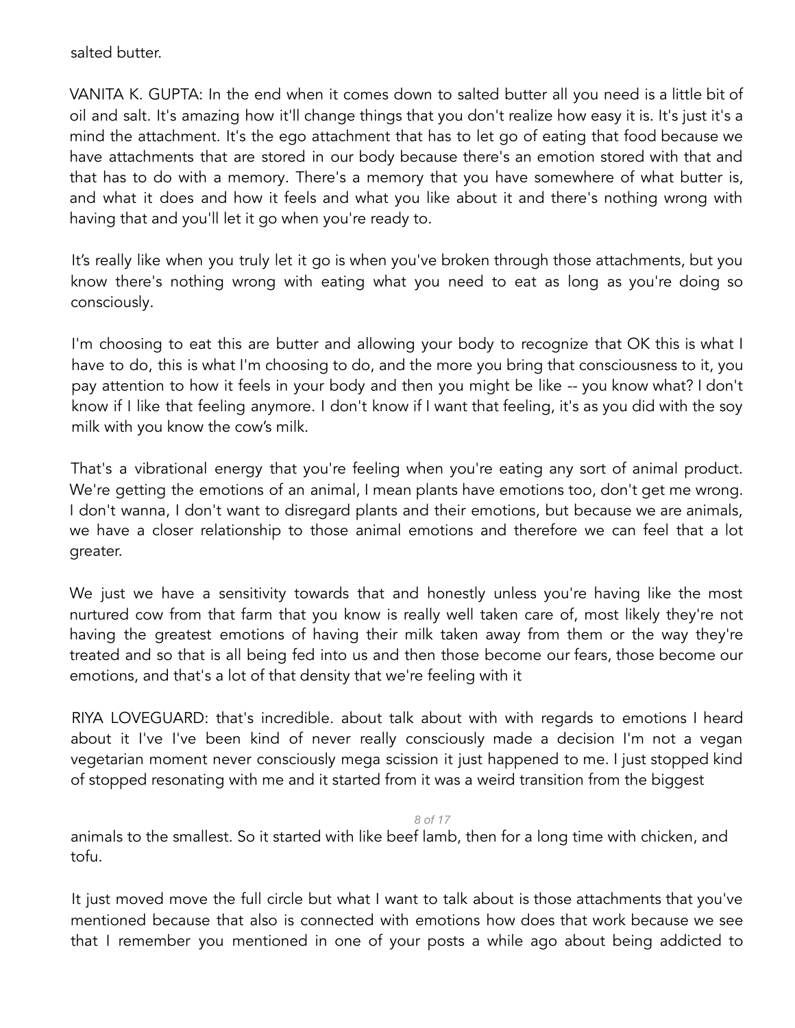salted butter.

VANITA K. GUPTA: In the end when it comes down to salted butter all you need is a little bit of oil and salt. It's amazing how it'll change things that you don't realize how easy it is. It's just it's a mind the attachment. It's the ego attachment that has to let go of eating that food because we have attachments that are stored in our body because there's an emotion stored with that and that has to do with a memory. There's a memory that you have somewhere of what butter is, and what it does and how it feels and what you like about it and there's nothing wrong with having that and you'll let it go when you're ready to.

It's really like when you truly let it go is when you've broken through those attachments, but you know there's nothing wrong with eating what you need to eat as long as you're doing so consciously.

I'm choosing to eat this are butter and allowing your body to recognize that OK this is what I have to do, this is what I'm choosing to do, and the more you bring that consciousness to it, you pay attention to how it feels in your body and then you might be like -- you know what? I don't know if I like that feeling anymore. I don't know if I want that feeling, it's as you did with the soy milk with you know the cow's milk.

That's a vibrational energy that you're feeling when you're eating any sort of animal product. We're getting the emotions of an animal, I mean plants have emotions too, don't get me wrong. I don't wanna, I don't want to disregard plants and their emotions, but because we are animals, we have a closer relationship to those animal emotions and therefore we can feel that a lot greater.

We just we have a sensitivity towards that and honestly unless you're having like the most nurtured cow from that farm that you know is really well taken care of, most likely they're not having the greatest emotions of having their milk taken away from them or the way they're treated and so that is all being fed into us and then those become our fears, those become our emotions, and that's a lot of that density that we're feeling with it

RIYA LOVEGUARD: that's incredible. about talk about with with regards to emotions I heard about it I've I've been kind of never really consciously made a decision I'm not a vegan vegetarian moment never consciously mega scission it just happened to me. I just stopped kind of stopped resonating with me and it started from it was a weird transition from the biggest animals to the smallest. So it started with like beef lamb, then for a long time with chicken, and tofu.

It just moved move the full circle but what I want to talk about is those attachments that you've mentioned because that also is connected with emotions how does that work because we see that I remember you mentioned in one of your posts a while ago about being addicted to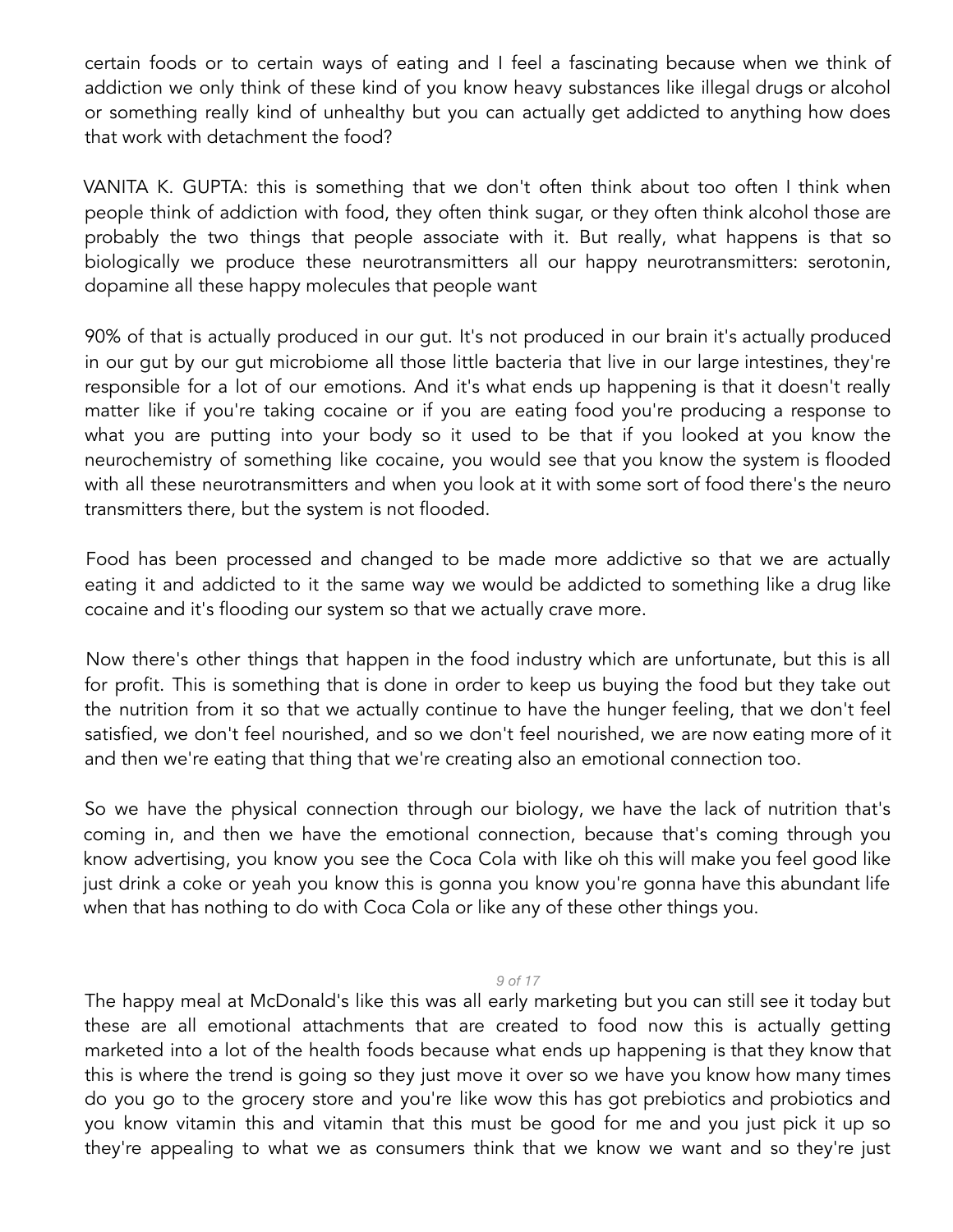certain foods or to certain ways of eating and I feel a fascinating because when we think of addiction we only think of these kind of you know heavy substances like illegal drugs or alcohol or something really kind of unhealthy but you can actually get addicted to anything how does that work with detachment the food?

VANITA K. GUPTA: this is something that we don't often think about too often I think when people think of addiction with food, they often think sugar, or they often think alcohol those are probably the two things that people associate with it. But really, what happens is that so biologically we produce these neurotransmitters all our happy neurotransmitters: serotonin, dopamine all these happy molecules that people want

90% of that is actually produced in our gut. It's not produced in our brain it's actually produced in our gut by our gut microbiome all those little bacteria that live in our large intestines, they're responsible for a lot of our emotions. And it's what ends up happening is that it doesn't really matter like if you're taking cocaine or if you are eating food you're producing a response to what you are putting into your body so it used to be that if you looked at you know the neurochemistry of something like cocaine, you would see that you know the system is flooded with all these neurotransmitters and when you look at it with some sort of food there's the neuro transmitters there, but the system is not flooded.

Food has been processed and changed to be made more addictive so that we are actually eating it and addicted to it the same way we would be addicted to something like a drug like cocaine and it's flooding our system so that we actually crave more.

Now there's other things that happen in the food industry which are unfortunate, but this is all for profit. This is something that is done in order to keep us buying the food but they take out the nutrition from it so that we actually continue to have the hunger feeling, that we don't feel satisfied, we don't feel nourished, and so we don't feel nourished, we are now eating more of it and then we're eating that thing that we're creating also an emotional connection too.

So we have the physical connection through our biology, we have the lack of nutrition that's coming in, and then we have the emotional connection, because that's coming through you know advertising, you know you see the Coca Cola with like oh this will make you feel good like just drink a coke or yeah you know this is gonna you know you're gonna have this abundant life when that has nothing to do with Coca Cola or like any of these other things you.

The happy meal at McDonald's like this was all early marketing but you can still see it today but these are all emotional attachments that are created to food now this is actually getting marketed into a lot of the health foods because what ends up happening is that they know that this is where the trend is going so they just move it over so we have you know how many times do you go to the grocery store and you're like wow this has got prebiotics and probiotics and you know vitamin this and vitamin that this must be good for me and you just pick it up so they're appealing to what we as consumers think that we know we want and so they're just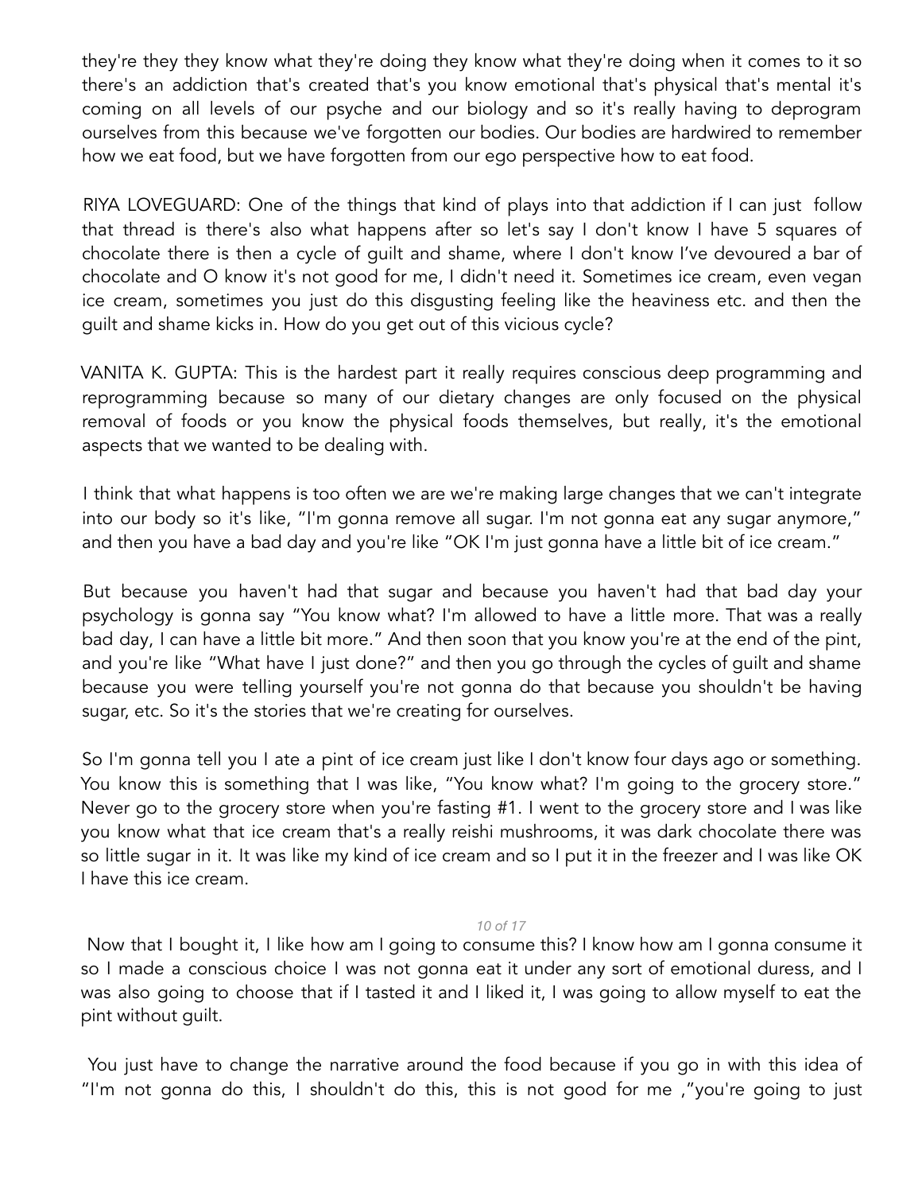they're they they know what they're doing they know what they're doing when it comes to it so there's an addiction that's created that's you know emotional that's physical that's mental it's coming on all levels of our psyche and our biology and so it's really having to deprogram ourselves from this because we've forgotten our bodies. Our bodies are hardwired to remember how we eat food, but we have forgotten from our ego perspective how to eat food.

RIYA LOVEGUARD: One of the things that kind of plays into that addiction if I can just follow that thread is there's also what happens after so let's say I don't know I have 5 squares of chocolate there is then a cycle of guilt and shame, where I don't know I've devoured a bar of chocolate and O know it's not good for me, I didn't need it. Sometimes ice cream, even vegan ice cream, sometimes you just do this disgusting feeling like the heaviness etc. and then the guilt and shame kicks in. How do you get out of this vicious cycle?

VANITA K. GUPTA: This is the hardest part it really requires conscious deep programming and reprogramming because so many of our dietary changes are only focused on the physical removal of foods or you know the physical foods themselves, but really, it's the emotional aspects that we wanted to be dealing with.

I think that what happens is too often we are we're making large changes that we can't integrate into our body so it's like, "I'm gonna remove all sugar. I'm not gonna eat any sugar anymore," and then you have a bad day and you're like "OK I'm just gonna have a little bit of ice cream."

But because you haven't had that sugar and because you haven't had that bad day your psychology is gonna say "You know what? I'm allowed to have a little more. That was a really bad day, I can have a little bit more." And then soon that you know you're at the end of the pint, and you're like "What have I just done?" and then you go through the cycles of guilt and shame because you were telling yourself you're not gonna do that because you shouldn't be having sugar, etc. So it's the stories that we're creating for ourselves.

So I'm gonna tell you I ate a pint of ice cream just like I don't know four days ago or something. You know this is something that I was like, "You know what? I'm going to the grocery store." Never go to the grocery store when you're fasting #1. I went to the grocery store and I was like you know what that ice cream that's a really reishi mushrooms, it was dark chocolate there was so little sugar in it. It was like my kind of ice cream and so I put it in the freezer and I was like OK I have this ice cream.

Now that I bought it, I like how am I going to consume this? I know how am I gonna consume it so I made a conscious choice I was not gonna eat it under any sort of emotional duress, and I was also going to choose that if I tasted it and I liked it, I was going to allow myself to eat the pint without guilt.

You just have to change the narrative around the food because if you go in with this idea of "I'm not gonna do this, I shouldn't do this, this is not good for me ,"you're going to just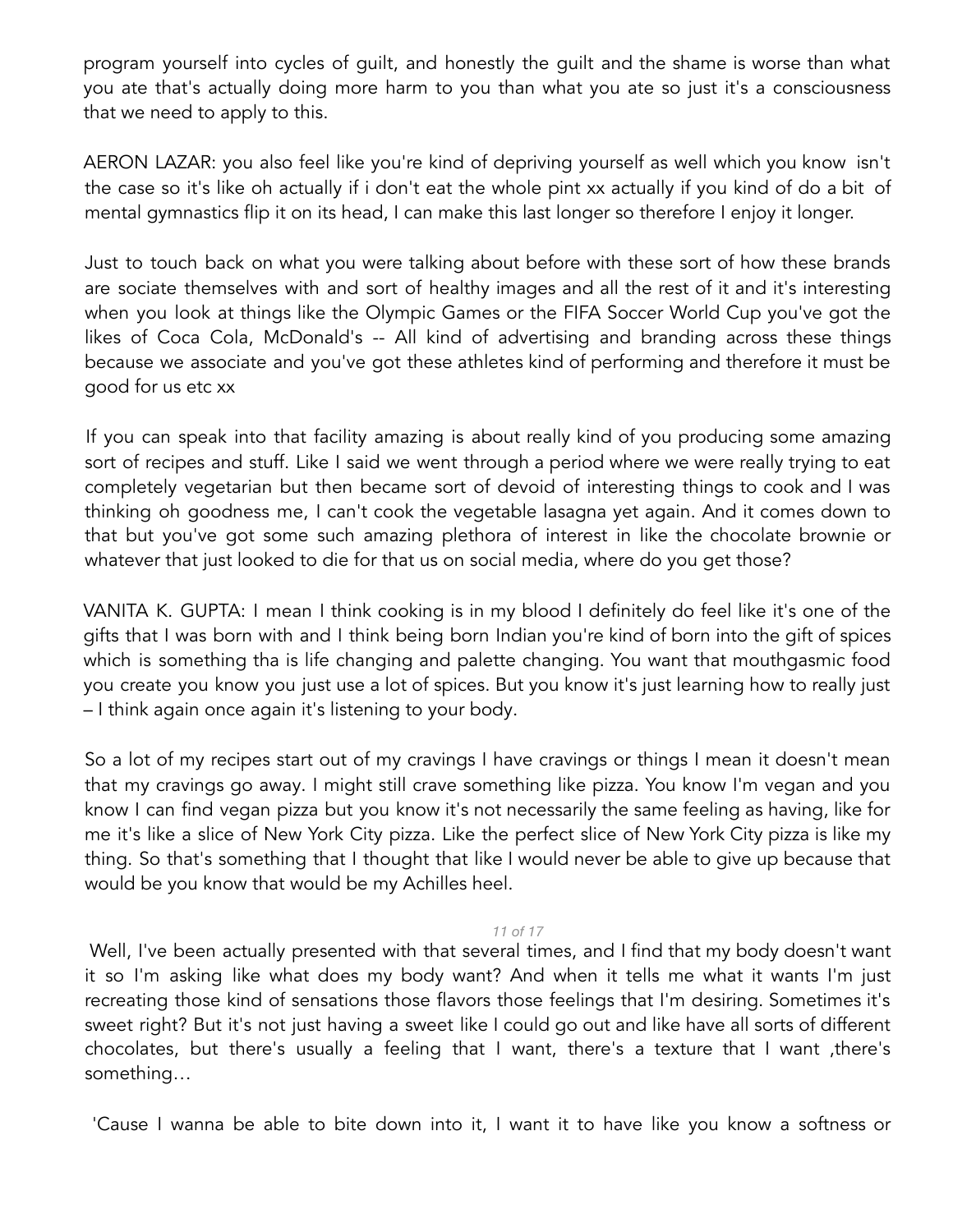program yourself into cycles of guilt, and honestly the guilt and the shame is worse than what you ate that's actually doing more harm to you than what you ate so just it's a consciousness that we need to apply to this.

AERON LAZAR: you also feel like you're kind of depriving yourself as well which you know isn't the case so it's like oh actually if i don't eat the whole pint xx actually if you kind of do a bit of mental gymnastics flip it on its head, I can make this last longer so therefore I enjoy it longer.

Just to touch back on what you were talking about before with these sort of how these brands are sociate themselves with and sort of healthy images and all the rest of it and it's interesting when you look at things like the Olympic Games or the FIFA Soccer World Cup you've got the likes of Coca Cola, McDonald's -- All kind of advertising and branding across these things because we associate and you've got these athletes kind of performing and therefore it must be good for us etc xx

If you can speak into that facility amazing is about really kind of you producing some amazing sort of recipes and stuff. Like I said we went through a period where we were really trying to eat completely vegetarian but then became sort of devoid of interesting things to cook and I was thinking oh goodness me, I can't cook the vegetable lasagna yet again. And it comes down to that but you've got some such amazing plethora of interest in like the chocolate brownie or whatever that just looked to die for that us on social media, where do you get those?

VANITA K. GUPTA: I mean I think cooking is in my blood I definitely do feel like it's one of the gifts that I was born with and I think being born Indian you're kind of born into the gift of spices which is something tha is life changing and palette changing. You want that mouthgasmic food you create you know you just use a lot of spices. But you know it's just learning how to really just – I think again once again it's listening to your body.

So a lot of my recipes start out of my cravings I have cravings or things I mean it doesn't mean that my cravings go away. I might still crave something like pizza. You know I'm vegan and you know I can find vegan pizza but you know it's not necessarily the same feeling as having, like for me it's like a slice of New York City pizza. Like the perfect slice of New York City pizza is like my thing. So that's something that I thought that like I would never be able to give up because that would be you know that would be my Achilles heel.

Well, I've been actually presented with that several times, and I find that my body doesn't want it so I'm asking like what does my body want? And when it tells me what it wants I'm just recreating those kind of sensations those flavors those feelings that I'm desiring. Sometimes it's sweet right? But it's not just having a sweet like I could go out and like have all sorts of different chocolates, but there's usually a feeling that I want, there's a texture that I want ,there's something…

'Cause I wanna be able to bite down into it, I want it to have like you know a softness or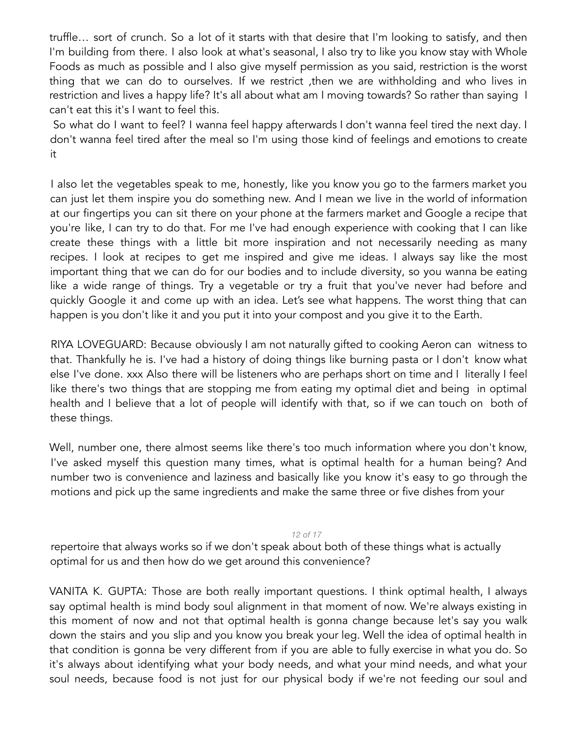truffle… sort of crunch. So a lot of it starts with that desire that I'm looking to satisfy, and then I'm building from there. I also look at what's seasonal, I also try to like you know stay with Whole Foods as much as possible and I also give myself permission as you said, restriction is the worst thing that we can do to ourselves. If we restrict ,then we are withholding and who lives in restriction and lives a happy life? It's all about what am I moving towards? So rather than saying I can't eat this it's I want to feel this.

So what do I want to feel? I wanna feel happy afterwards I don't wanna feel tired the next day. I don't wanna feel tired after the meal so I'm using those kind of feelings and emotions to create it

I also let the vegetables speak to me, honestly, like you know you go to the farmers market you can just let them inspire you do something new. And I mean we live in the world of information at our fingertips you can sit there on your phone at the farmers market and Google a recipe that you're like, I can try to do that. For me I've had enough experience with cooking that I can like create these things with a little bit more inspiration and not necessarily needing as many recipes. I look at recipes to get me inspired and give me ideas. I always say like the most important thing that we can do for our bodies and to include diversity, so you wanna be eating like a wide range of things. Try a vegetable or try a fruit that you've never had before and quickly Google it and come up with an idea. Let's see what happens. The worst thing that can happen is you don't like it and you put it into your compost and you give it to the Earth.

RIYA LOVEGUARD: Because obviously I am not naturally gifted to cooking Aeron can witness to that. Thankfully he is. I've had a history of doing things like burning pasta or I don't know what else I've done. xxx Also there will be listeners who are perhaps short on time and I literally I feel like there's two things that are stopping me from eating my optimal diet and being in optimal health and I believe that a lot of people will identify with that, so if we can touch on both of these things.

Well, number one, there almost seems like there's too much information where you don't know, I've asked myself this question many times, what is optimal health for a human being? And number two is convenience and laziness and basically like you know it's easy to go through the motions and pick up the same ingredients and make the same three or five dishes from your repertoire that always works so if we don't speak about both of these things what is actually optimal for us and then how do we get around this convenience?

VANITA K. GUPTA: Those are both really important questions. I think optimal health, I always say optimal health is mind body soul alignment in that moment of now. We're always existing in this moment of now and not that optimal health is gonna change because let's say you walk down the stairs and you slip and you know you break your leg. Well the idea of optimal health in that condition is gonna be very different from if you are able to fully exercise in what you do. So it's always about identifying what your body needs, and what your mind needs, and what your soul needs, because food is not just for our physical body if we're not feeding our soul and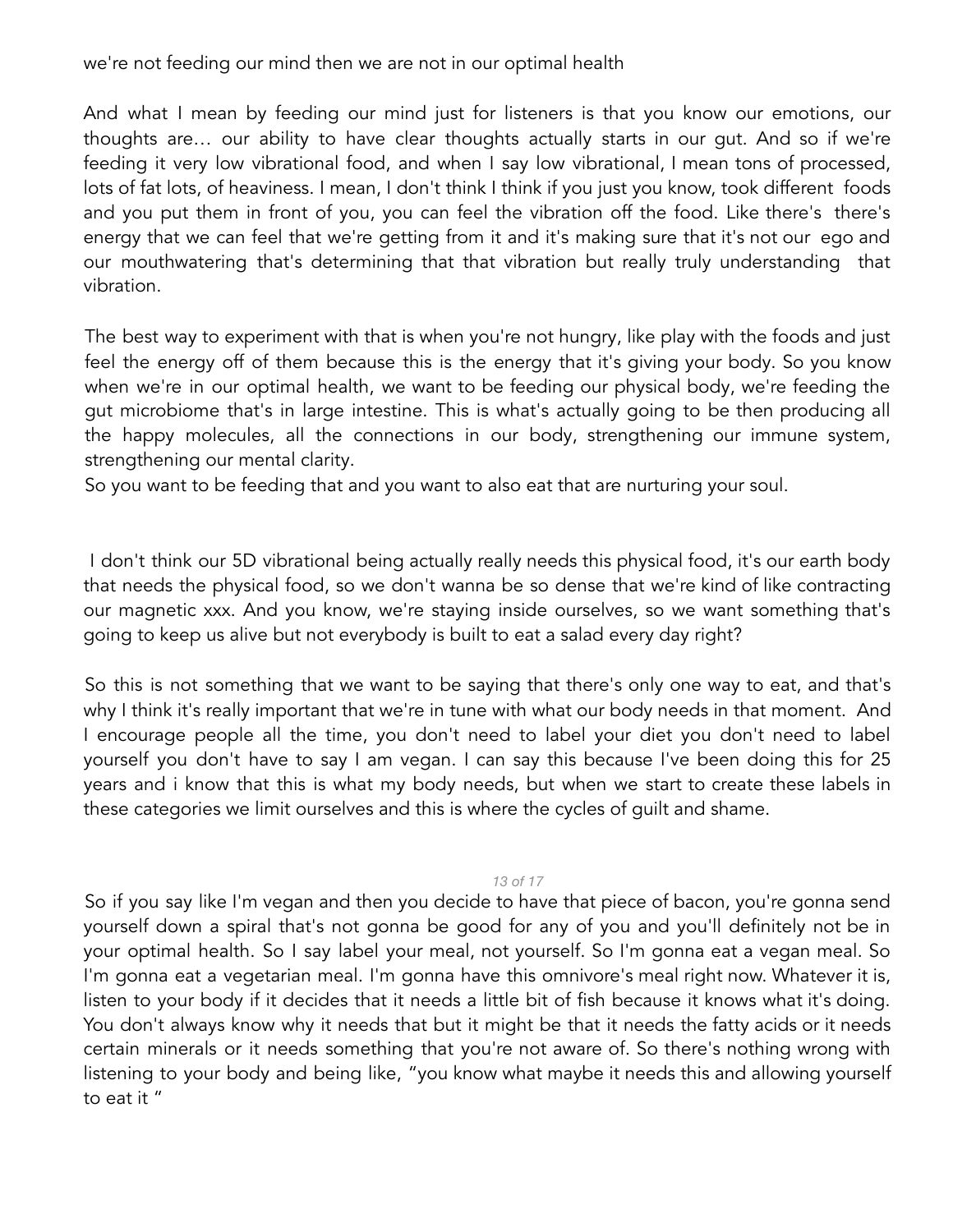we're not feeding our mind then we are not in our optimal health

And what I mean by feeding our mind just for listeners is that you know our emotions, our thoughts are… our ability to have clear thoughts actually starts in our gut. And so if we're feeding it very low vibrational food, and when I say low vibrational, I mean tons of processed, lots of fat lots, of heaviness. I mean, I don't think I think if you just you know, took different foods and you put them in front of you, you can feel the vibration off the food. Like there's there's energy that we can feel that we're getting from it and it's making sure that it's not our ego and our mouthwatering that's determining that that vibration but really truly understanding that vibration.

The best way to experiment with that is when you're not hungry, like play with the foods and just feel the energy off of them because this is the energy that it's giving your body. So you know when we're in our optimal health, we want to be feeding our physical body, we're feeding the gut microbiome that's in large intestine. This is what's actually going to be then producing all the happy molecules, all the connections in our body, strengthening our immune system, strengthening our mental clarity.
So you want to be feeding that and you want to also eat that are nurturing your soul.

I don't think our 5D vibrational being actually really needs this physical food, it's our earth body that needs the physical food, so we don't wanna be so dense that we're kind of like contracting our magnetic xxx. And you know, we're staying inside ourselves, so we want something that's going to keep us alive but not everybody is built to eat a salad every day right?

So this is not something that we want to be saying that there's only one way to eat, and that's why I think it's really important that we're in tune with what our body needs in that moment. And I encourage people all the time, you don't need to label your diet you don't need to label yourself you don't have to say I am vegan. I can say this because I've been doing this for 25 years and i know that this is what my body needs, but when we start to create these labels in these categories we limit ourselves and this is where the cycles of guilt and shame.

So if you say like I'm vegan and then you decide to have that piece of bacon, you're gonna send yourself down a spiral that's not gonna be good for any of you and you'll definitely not be in your optimal health. So I say label your meal, not yourself. So I'm gonna eat a vegan meal. So I'm gonna eat a vegetarian meal. I'm gonna have this omnivore's meal right now. Whatever it is, listen to your body if it decides that it needs a little bit of fish because it knows what it's doing. You don't always know why it needs that but it might be that it needs the fatty acids or it needs certain minerals or it needs something that you're not aware of. So there's nothing wrong with listening to your body and being like, "you know what maybe it needs this and allowing yourself to eat it "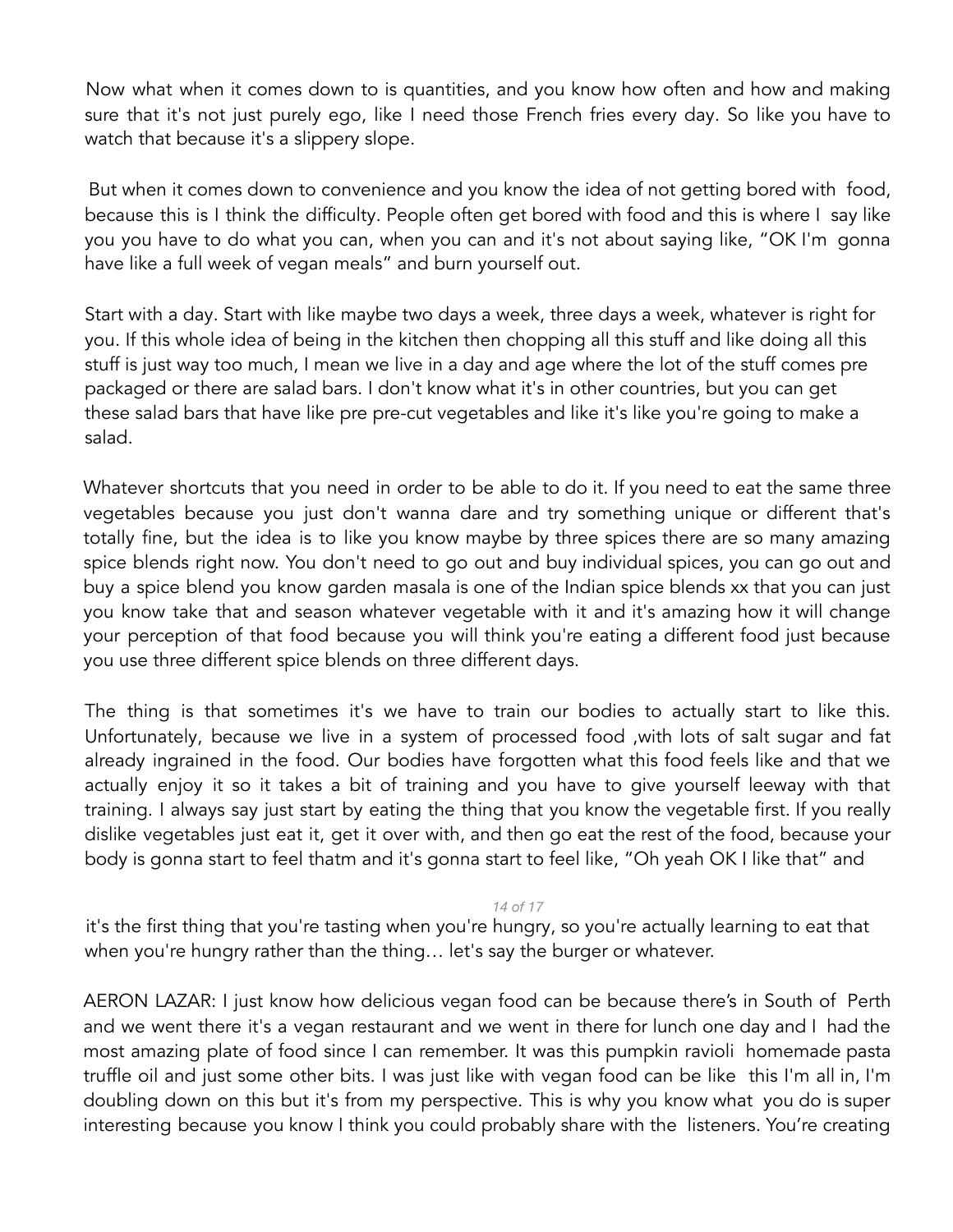Now what when it comes down to is quantities, and you know how often and how and making sure that it's not just purely ego, like I need those French fries every day. So like you have to watch that because it's a slippery slope.

But when it comes down to convenience and you know the idea of not getting bored with food, because this is I think the difficulty. People often get bored with food and this is where I say like you you have to do what you can, when you can and it's not about saying like, "OK I'm gonna have like a full week of vegan meals" and burn yourself out.

Start with a day. Start with like maybe two days a week, three days a week, whatever is right for you. If this whole idea of being in the kitchen then chopping all this stuff and like doing all this stuff is just way too much, I mean we live in a day and age where the lot of the stuff comes pre packaged or there are salad bars. I don't know what it's in other countries, but you can get these salad bars that have like pre pre-cut vegetables and like it's like you're going to make a salad.

Whatever shortcuts that you need in order to be able to do it. If you need to eat the same three vegetables because you just don't wanna dare and try something unique or different that's totally fine, but the idea is to like you know maybe by three spices there are so many amazing spice blends right now. You don't need to go out and buy individual spices, you can go out and buy a spice blend you know garden masala is one of the Indian spice blends xx that you can just you know take that and season whatever vegetable with it and it's amazing how it will change your perception of that food because you will think you're eating a different food just because you use three different spice blends on three different days.

The thing is that sometimes it's we have to train our bodies to actually start to like this. Unfortunately, because we live in a system of processed food ,with lots of salt sugar and fat already ingrained in the food. Our bodies have forgotten what this food feels like and that we actually enjoy it so it takes a bit of training and you have to give yourself leeway with that training. I always say just start by eating the thing that you know the vegetable first. If you really dislike vegetables just eat it, get it over with, and then go eat the rest of the food, because your body is gonna start to feel thatm and it's gonna start to feel like, "Oh yeah OK I like that" and it's the first thing that you're tasting when you're hungry, so you're actually learning to eat that when you're hungry rather than the thing… let's say the burger or whatever.

AERON LAZAR: I just know how delicious vegan food can be because there's in South of Perth and we went there it's a vegan restaurant and we went in there for lunch one day and I had the most amazing plate of food since I can remember. It was this pumpkin ravioli homemade pasta truffle oil and just some other bits. I was just like with vegan food can be like this I'm all in, I'm doubling down on this but it's from my perspective. This is why you know what you do is super interesting because you know I think you could probably share with the listeners. You're creating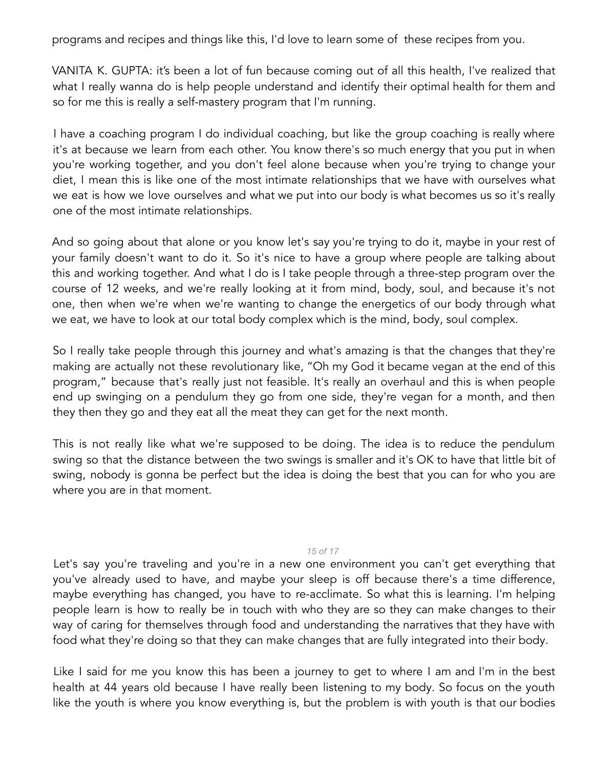programs and recipes and things like this, I'd love to learn some of these recipes from you.

VANITA K. GUPTA: it's been a lot of fun because coming out of all this health, I've realized that what I really wanna do is help people understand and identify their optimal health for them and so for me this is really a self-mastery program that I'm running.

I have a coaching program I do individual coaching, but like the group coaching is really where it's at because we learn from each other. You know there's so much energy that you put in when you're working together, and you don't feel alone because when you're trying to change your diet, I mean this is like one of the most intimate relationships that we have with ourselves what we eat is how we love ourselves and what we put into our body is what becomes us so it's really one of the most intimate relationships.

And so going about that alone or you know let's say you're trying to do it, maybe in your rest of your family doesn't want to do it. So it's nice to have a group where people are talking about this and working together. And what I do is I take people through a three-step program over the course of 12 weeks, and we're really looking at it from mind, body, soul, and because it's not one, then when we're when we're wanting to change the energetics of our body through what we eat, we have to look at our total body complex which is the mind, body, soul complex.

So I really take people through this journey and what's amazing is that the changes that they're making are actually not these revolutionary like, "Oh my God it became vegan at the end of this program," because that's really just not feasible. It's really an overhaul and this is when people end up swinging on a pendulum they go from one side, they're vegan for a month, and then they then they go and they eat all the meat they can get for the next month.

This is not really like what we're supposed to be doing. The idea is to reduce the pendulum swing so that the distance between the two swings is smaller and it's OK to have that little bit of swing, nobody is gonna be perfect but the idea is doing the best that you can for who you are where you are in that moment.

Let's say you're traveling and you're in a new one environment you can't get everything that you've already used to have, and maybe your sleep is off because there's a time difference, maybe everything has changed, you have to re-acclimate. So what this is learning. I'm helping people learn is how to really be in touch with who they are so they can make changes to their way of caring for themselves through food and understanding the narratives that they have with food what they're doing so that they can make changes that are fully integrated into their body.

Like I said for me you know this has been a journey to get to where I am and I'm in the best health at 44 years old because I have really been listening to my body. So focus on the youth like the youth is where you know everything is, but the problem is with youth is that our bodies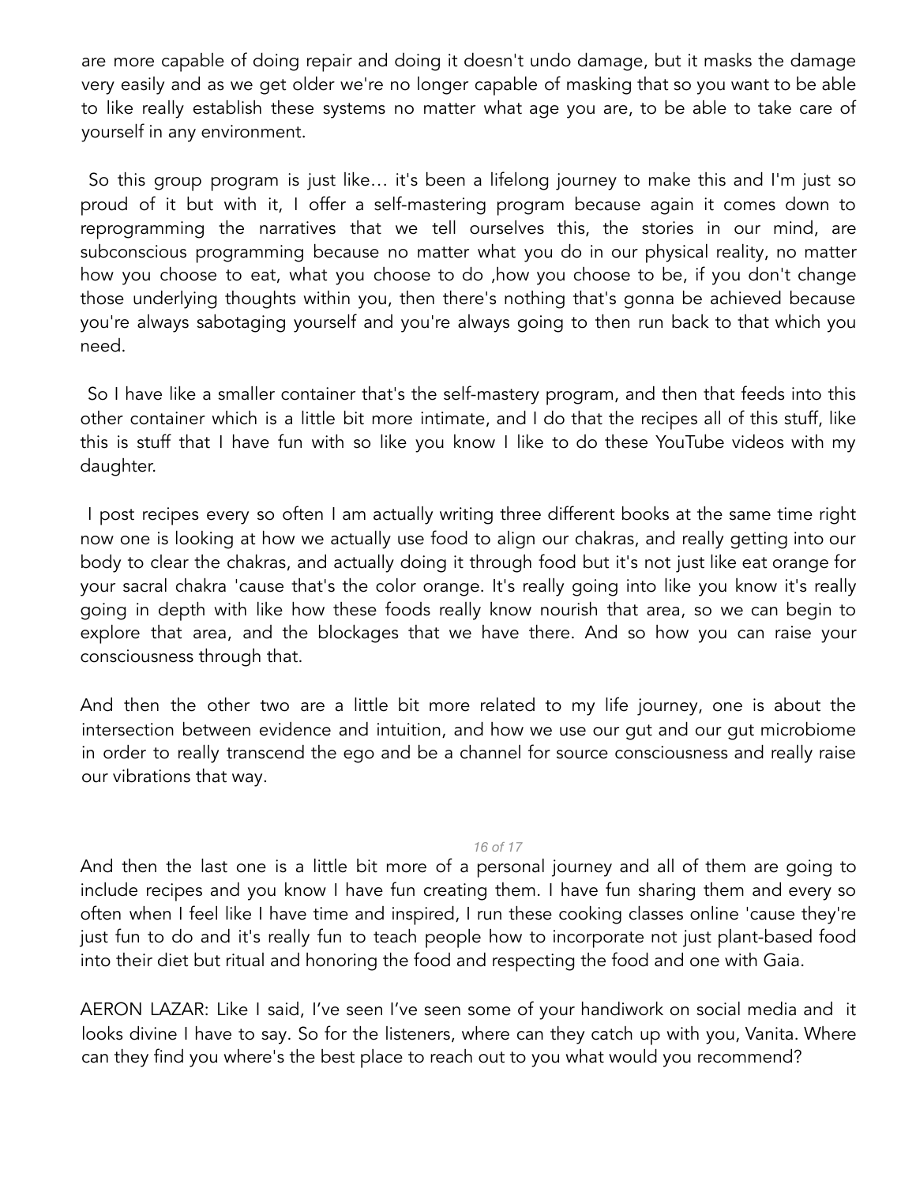are more capable of doing repair and doing it doesn't undo damage, but it masks the damage very easily and as we get older we're no longer capable of masking that so you want to be able to like really establish these systems no matter what age you are, to be able to take care of yourself in any environment.

So this group program is just like… it's been a lifelong journey to make this and I'm just so proud of it but with it, I offer a self-mastering program because again it comes down to reprogramming the narratives that we tell ourselves this, the stories in our mind, are subconscious programming because no matter what you do in our physical reality, no matter how you choose to eat, what you choose to do ,how you choose to be, if you don't change those underlying thoughts within you, then there's nothing that's gonna be achieved because you're always sabotaging yourself and you're always going to then run back to that which you need.

So I have like a smaller container that's the self-mastery program, and then that feeds into this other container which is a little bit more intimate, and I do that the recipes all of this stuff, like this is stuff that I have fun with so like you know I like to do these YouTube videos with my daughter.

I post recipes every so often I am actually writing three different books at the same time right now one is looking at how we actually use food to align our chakras, and really getting into our body to clear the chakras, and actually doing it through food but it's not just like eat orange for your sacral chakra 'cause that's the color orange. It's really going into like you know it's really going in depth with like how these foods really know nourish that area, so we can begin to explore that area, and the blockages that we have there. And so how you can raise your consciousness through that.

And then the other two are a little bit more related to my life journey, one is about the intersection between evidence and intuition, and how we use our gut and our gut microbiome in order to really transcend the ego and be a channel for source consciousness and really raise our vibrations that way.

And then the last one is a little bit more of a personal journey and all of them are going to include recipes and you know I have fun creating them. I have fun sharing them and every so often when I feel like I have time and inspired, I run these cooking classes online 'cause they're just fun to do and it's really fun to teach people how to incorporate not just plant-based food into their diet but ritual and honoring the food and respecting the food and one with Gaia.

AERON LAZAR: Like I said, I've seen I've seen some of your handiwork on social media and it looks divine I have to say. So for the listeners, where can they catch up with you, Vanita. Where can they find you where's the best place to reach out to you what would you recommend?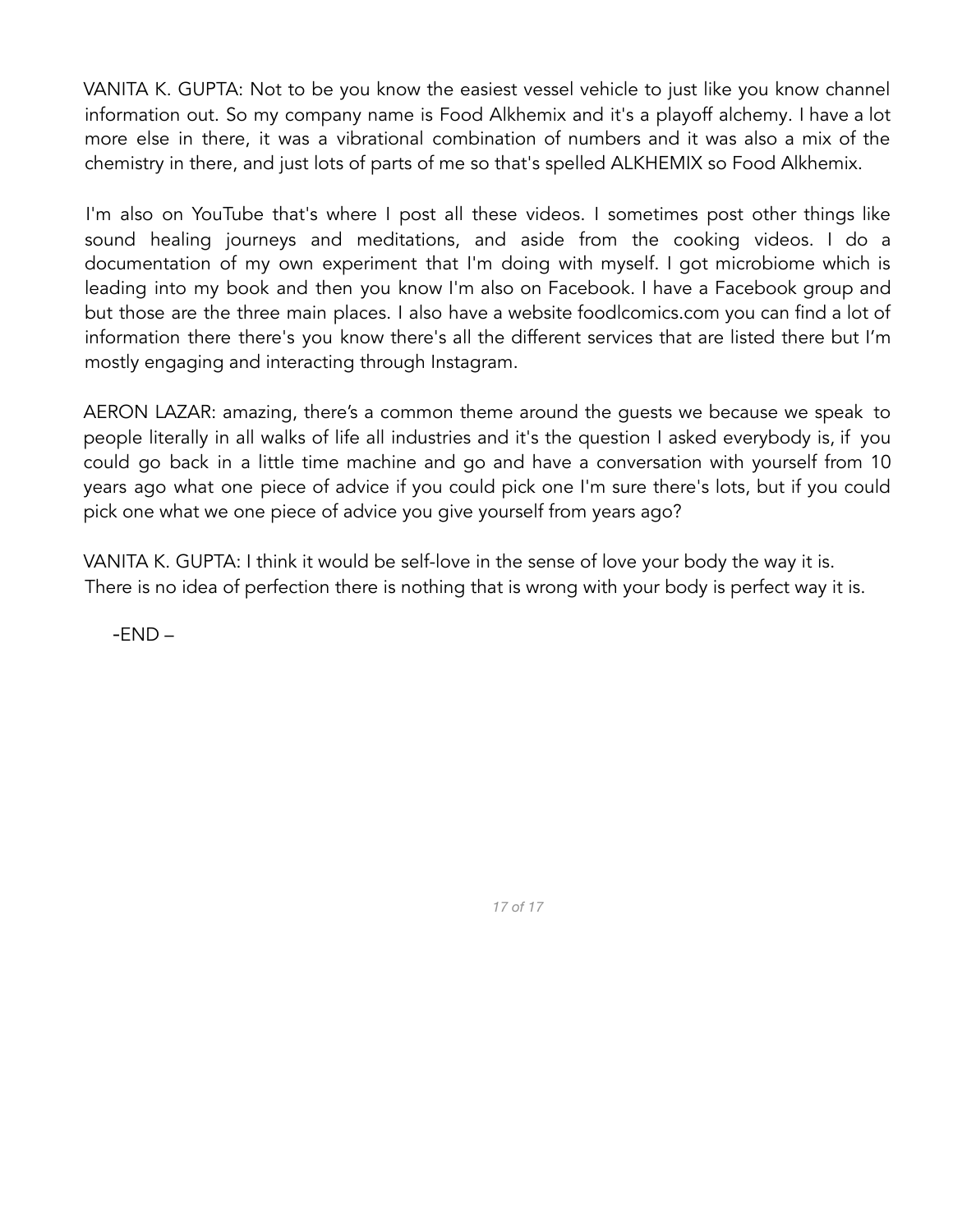VANITA K. GUPTA: Not to be you know the easiest vessel vehicle to just like you know channel information out. So my company name is Food Alkhemix and it's a playoff alchemy. I have a lot more else in there, it was a vibrational combination of numbers and it was also a mix of the chemistry in there, and just lots of parts of me so that's spelled ALKHEMIX so Food Alkhemix.

I'm also on YouTube that's where I post all these videos. I sometimes post other things like sound healing journeys and meditations, and aside from the cooking videos. I do a documentation of my own experiment that I'm doing with myself. I got microbiome which is leading into my book and then you know I'm also on Facebook. I have a Facebook group and but those are the three main places. I also have a website foodlcomics.com you can find a lot of information there there's you know there's all the different services that are listed there but I'm mostly engaging and interacting through Instagram.

AERON LAZAR: amazing, there's a common theme around the guests we because we speak to people literally in all walks of life all industries and it's the question I asked everybody is, if you could go back in a little time machine and go and have a conversation with yourself from 10 years ago what one piece of advice if you could pick one I'm sure there's lots, but if you could pick one what we one piece of advice you give yourself from years ago?

VANITA K. GUPTA: I think it would be self-love in the sense of love your body the way it is. There is no idea of perfection there is nothing that is wrong with your body is perfect way it is.

-END –